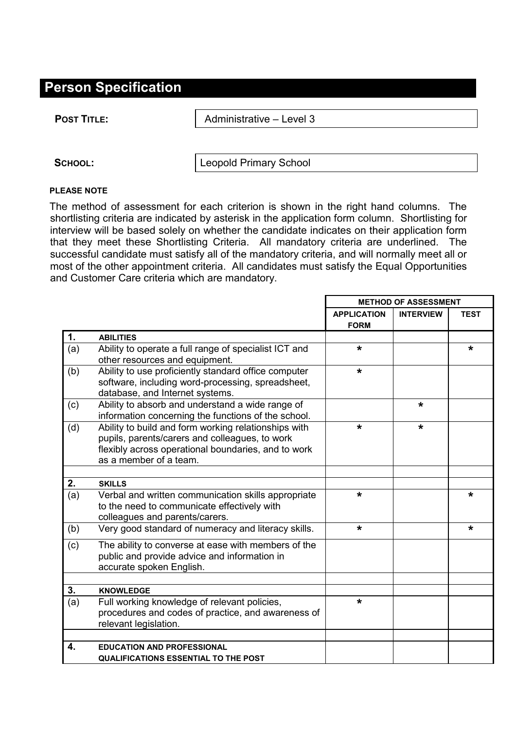# Person Specification

**POST TITLE:** Administrative – Level 3

**SCHOOL:** Leopold Primary School

**PLEASE NOTE**

The method of assessment for each criterion is shown in the right hand columns. The shortlisting criteria are indicated by asterisk in the application form column. Shortlisting for interview will be based solely on whether the candidate indicates on their application form that they meet these Shortlisting Criteria. All mandatory criteria are underlined. The successful candidate must satisfy all of the mandatory criteria, and will normally meet all or most of the other appointment criteria. All candidates must satisfy the Equal Opportunities and Customer Care criteria which are mandatory.

| | | METHOD OF ASSESSMENT | | |
|---|---|---|---|---|
| | | **APPLICATION FORM** | **INTERVIEW** | **TEST** |
| **1.** | **ABILITIES** | | | |
| (a) | Ability to operate a full range of specialist ICT and other resources and equipment. | * | | * |
| (b) | Ability to use proficiently standard office computer software, including word-processing, spreadsheet, database, and Internet systems. | * | | |
| (c) | Ability to absorb and understand a wide range of information concerning the functions of the school. | | * | |
| (d) | Ability to build and form working relationships with pupils, parents/carers and colleagues, to work flexibly across operational boundaries, and to work as a member of a team. | * | * | |
| | | | | |
| **2.** | **SKILLS** | | | |
| (a) | Verbal and written communication skills appropriate to the need to communicate effectively with colleagues and parents/carers. | * | | * |
| (b) | Very good standard of numeracy and literacy skills. | * | | * |
| (c) | The ability to converse at ease with members of the public and provide advice and information in accurate spoken English. | | | |
| | | | | |
| **3.** | **KNOWLEDGE** | | | |
| (a) | Full working knowledge of relevant policies, procedures and codes of practice, and awareness of relevant legislation. | * | | |
| | | | | |
| **4.** | **EDUCATION AND PROFESSIONAL QUALIFICATIONS ESSENTIAL TO THE POST** | | | |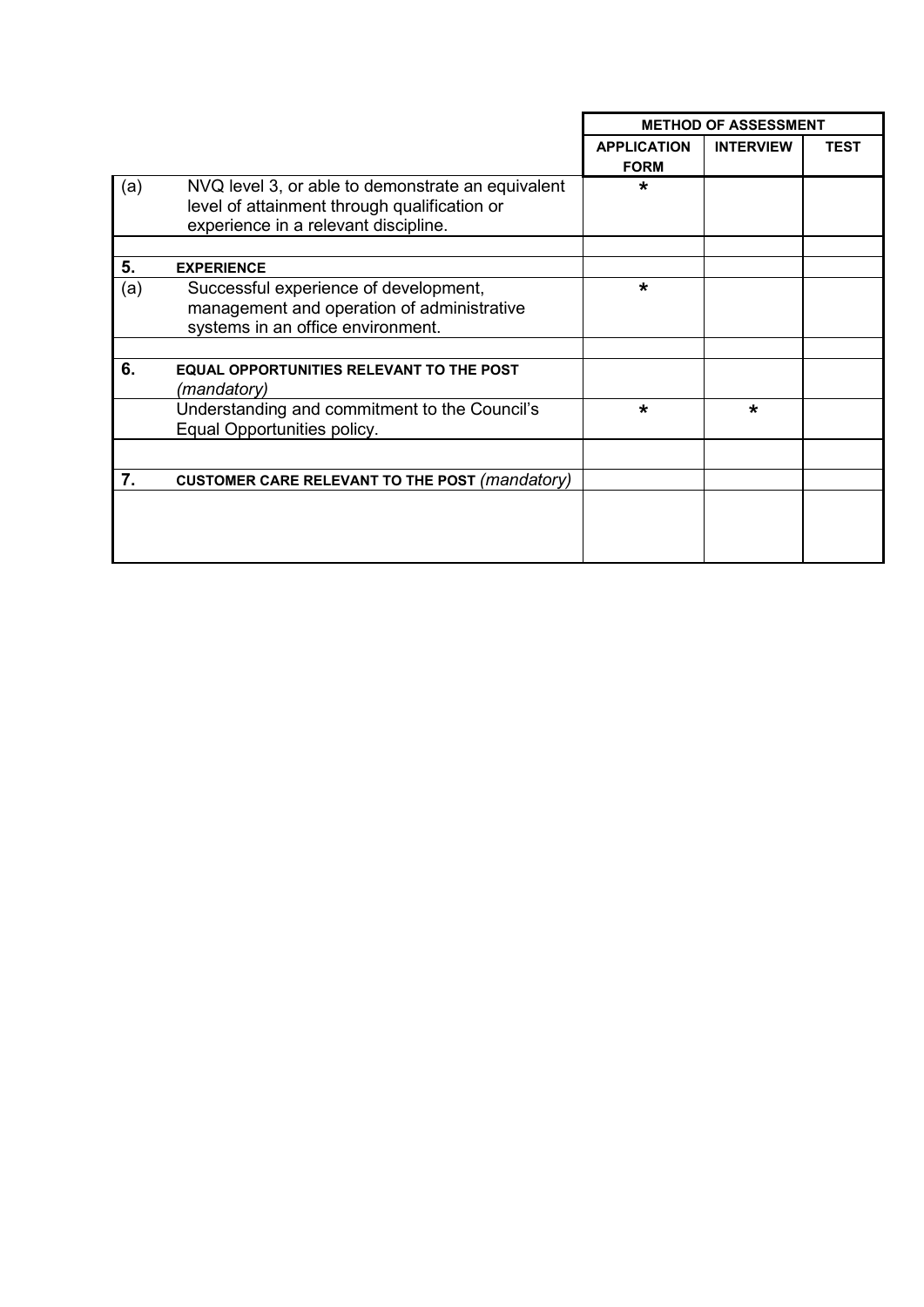| | | METHOD OF ASSESSMENT | | |
|---|---|---|---|---|
| | | APPLICATION FORM | INTERVIEW | TEST |
| (a) | NVQ level 3, or able to demonstrate an equivalent level of attainment through qualification or experience in a relevant discipline. | * | | |
| | | | | |
| **5.** | **EXPERIENCE** | | | |
| (a) | Successful experience of development, management and operation of administrative systems in an office environment. | * | | |
| | | | | |
| **6.** | **EQUAL OPPORTUNITIES RELEVANT TO THE POST** *(mandatory)* | | | |
| | Understanding and commitment to the Council's Equal Opportunities policy. | * | * | |
| | | | | |
| **7.** | **CUSTOMER CARE RELEVANT TO THE POST** *(mandatory)* | | | |
| | | | | |